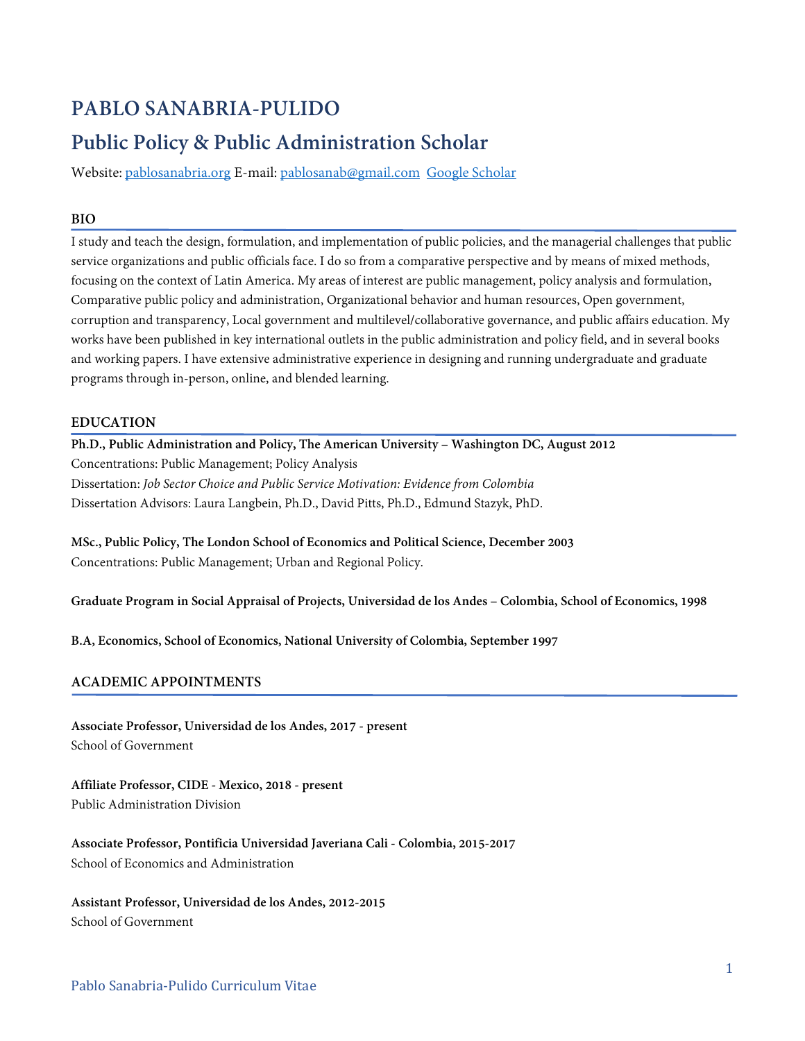# PABLO SANABRIA-PULIDO

## Public Policy & Public Administration Scholar

Website: [pablosanabria.org](pablosanabria.org) E-mail: [pablosanab@gmail.com](mailto:pablosanab@gmail.com) Google Scholar

### BIO

I study and teach the design, formulation, and implementation of public policies, and the managerial challenges that public service organizations and public officials face. I do so from a comparative perspective and by means of mixed methods, focusing on the context of Latin America. My areas of interest are public management, policy analysis and formulation, Comparative public policy and administration, Organizational behavior and human resources, Open government, corruption and transparency, Local government and multilevel/collaborative governance, and public affairs education. My works have been published in key international outlets in the public administration and policy field, and in several books and working papers. I have extensive administrative experience in designing and running undergraduate and graduate programs through in-person, online, and blended learning.

### EDUCATION

**Ph.D., Public Administration and Policy, The American University – Washington DC, August 2012**
Concentrations: Public Management; Policy Analysis
Dissertation: *Job Sector Choice and Public Service Motivation: Evidence from Colombia*
Dissertation Advisors: Laura Langbein, Ph.D., David Pitts, Ph.D., Edmund Stazyk, PhD.

**MSc., Public Policy, The London School of Economics and Political Science, December 2003**
Concentrations: Public Management; Urban and Regional Policy.

**Graduate Program in Social Appraisal of Projects, Universidad de los Andes – Colombia, School of Economics, 1998**

**B.A, Economics, School of Economics, National University of Colombia, September 1997**

### ACADEMIC APPOINTMENTS

**Associate Professor, Universidad de los Andes, 2017 - present**
School of Government

**Affiliate Professor, CIDE - Mexico, 2018 - present**
Public Administration Division

**Associate Professor, Pontificia Universidad Javeriana Cali - Colombia, 2015-2017**
School of Economics and Administration

**Assistant Professor, Universidad de los Andes, 2012-2015**
School of Government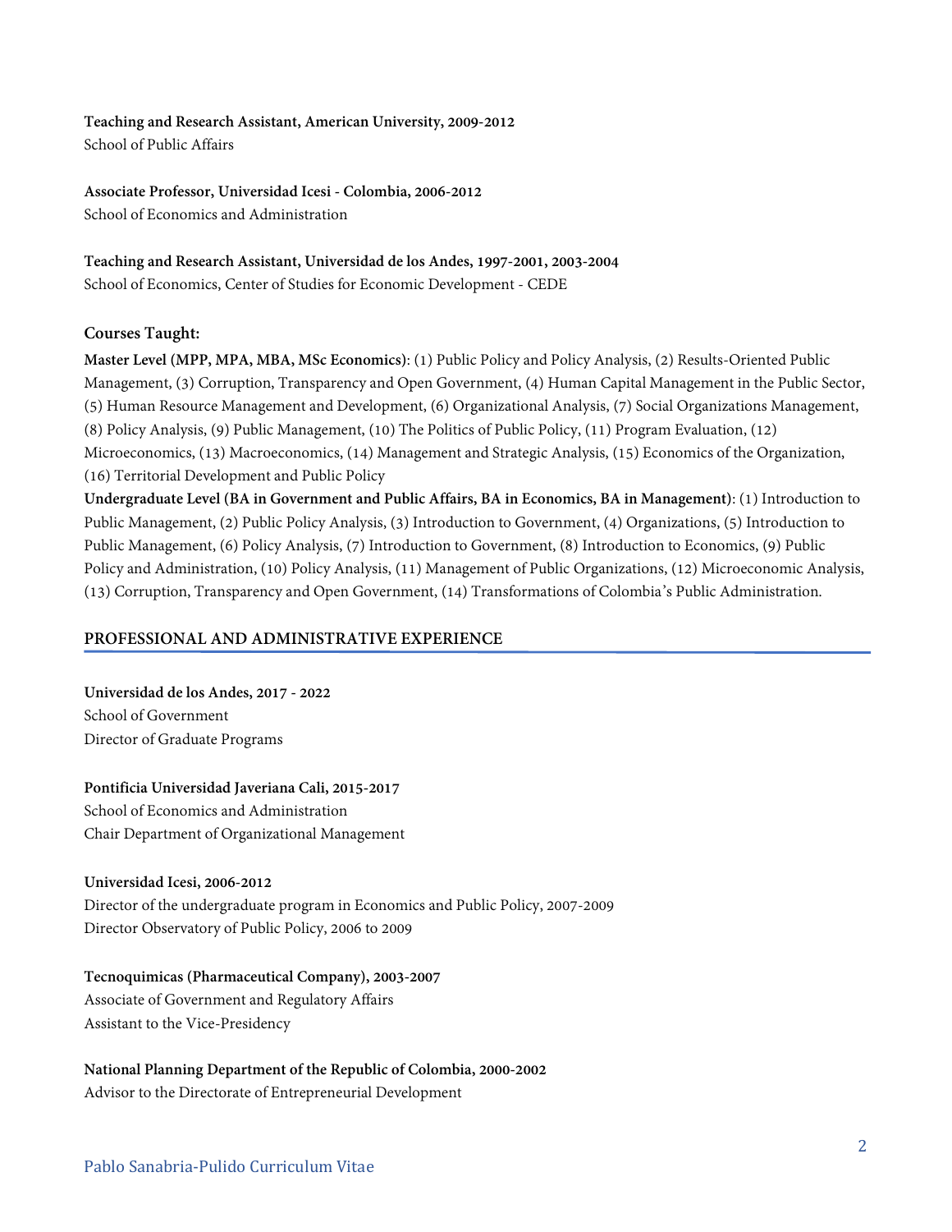**Teaching and Research Assistant, American University, 2009-2012**
School of Public Affairs

**Associate Professor, Universidad Icesi - Colombia, 2006-2012**
School of Economics and Administration

**Teaching and Research Assistant, Universidad de los Andes, 1997-2001, 2003-2004**
School of Economics, Center of Studies for Economic Development - CEDE

### Courses Taught:

**Master Level (MPP, MPA, MBA, MSc Economics)**: (1) Public Policy and Policy Analysis, (2) Results-Oriented Public Management, (3) Corruption, Transparency and Open Government, (4) Human Capital Management in the Public Sector, (5) Human Resource Management and Development, (6) Organizational Analysis, (7) Social Organizations Management, (8) Policy Analysis, (9) Public Management, (10) The Politics of Public Policy, (11) Program Evaluation, (12) Microeconomics, (13) Macroeconomics, (14) Management and Strategic Analysis, (15) Economics of the Organization, (16) Territorial Development and Public Policy

**Undergraduate Level (BA in Government and Public Affairs, BA in Economics, BA in Management)**: (1) Introduction to Public Management, (2) Public Policy Analysis, (3) Introduction to Government, (4) Organizations, (5) Introduction to Public Management, (6) Policy Analysis, (7) Introduction to Government, (8) Introduction to Economics, (9) Public Policy and Administration, (10) Policy Analysis, (11) Management of Public Organizations, (12) Microeconomic Analysis, (13) Corruption, Transparency and Open Government, (14) Transformations of Colombia's Public Administration.

## PROFESSIONAL AND ADMINISTRATIVE EXPERIENCE

**Universidad de los Andes, 2017 - 2022**
School of Government
Director of Graduate Programs

**Pontificia Universidad Javeriana Cali, 2015-2017**
School of Economics and Administration
Chair Department of Organizational Management

**Universidad Icesi, 2006-2012**
Director of the undergraduate program in Economics and Public Policy, 2007-2009
Director Observatory of Public Policy, 2006 to 2009

**Tecnoquimicas (Pharmaceutical Company), 2003-2007**
Associate of Government and Regulatory Affairs
Assistant to the Vice-Presidency

**National Planning Department of the Republic of Colombia, 2000-2002**
Advisor to the Directorate of Entrepreneurial Development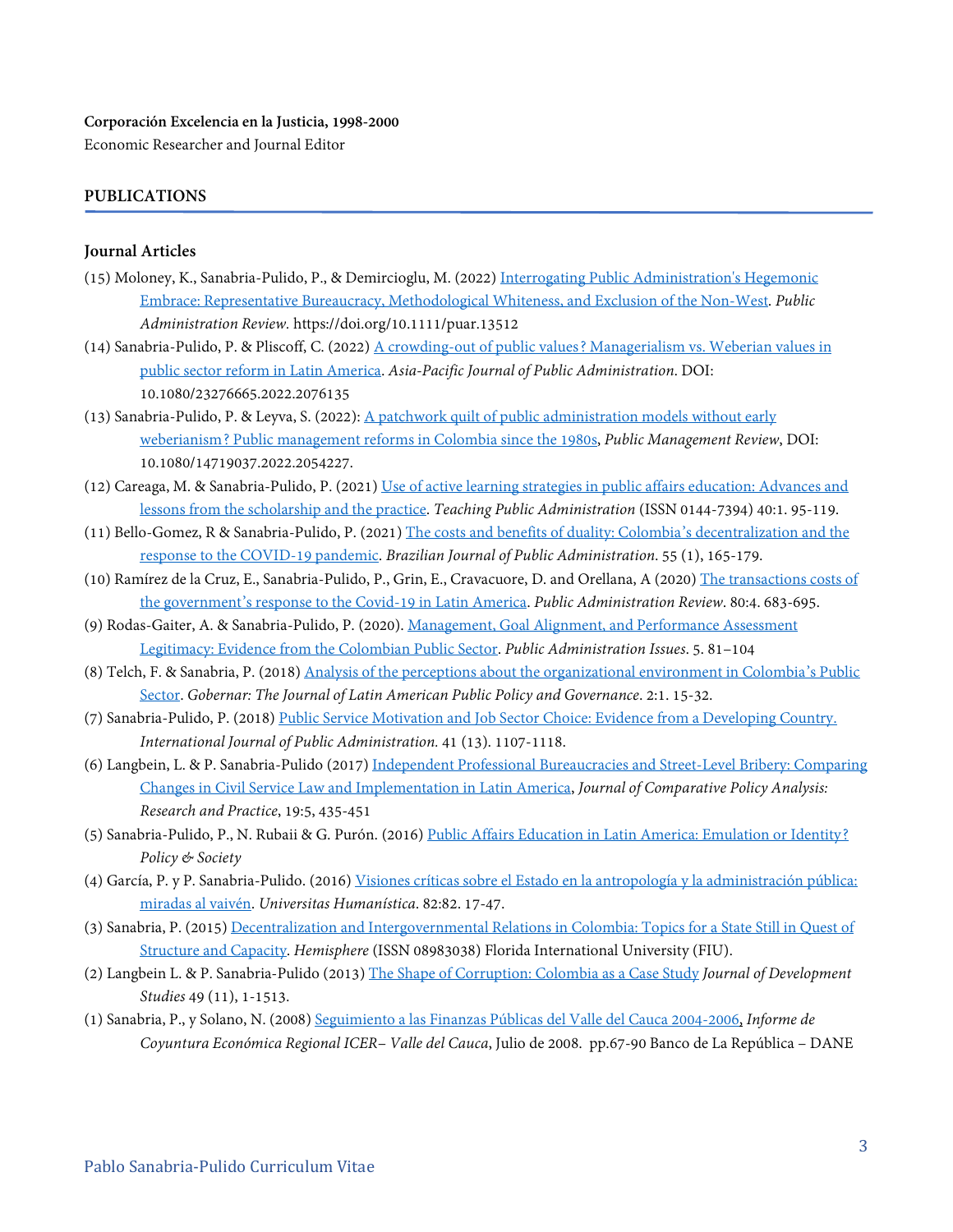**Corporación Excelencia en la Justicia, 1998-2000**
Economic Researcher and Journal Editor

## PUBLICATIONS

### Journal Articles

(15) Moloney, K., Sanabria-Pulido, P., & Demircioglu, M. (2022) Interrogating Public Administration's Hegemonic Embrace: Representative Bureaucracy, Methodological Whiteness, and Exclusion of the Non-West. *Public Administration Review.* https://doi.org/10.1111/puar.13512

(14) Sanabria-Pulido, P. & Pliscoff, C. (2022) A crowding-out of public values? Managerialism vs. Weberian values in public sector reform in Latin America. *Asia-Pacific Journal of Public Administration*. DOI: 10.1080/23276665.2022.2076135

(13) Sanabria-Pulido, P. & Leyva, S. (2022): A patchwork quilt of public administration models without early weberianism? Public management reforms in Colombia since the 1980s, *Public Management Review*, DOI: 10.1080/14719037.2022.2054227.

(12) Careaga, M. & Sanabria-Pulido, P. (2021) Use of active learning strategies in public affairs education: Advances and lessons from the scholarship and the practice. *Teaching Public Administration* (ISSN 0144-7394) 40:1. 95-119.

(11) Bello-Gomez, R & Sanabria-Pulido, P. (2021) The costs and benefits of duality: Colombia's decentralization and the response to the COVID-19 pandemic. *Brazilian Journal of Public Administration*. 55 (1), 165-179.

(10) Ramírez de la Cruz, E., Sanabria-Pulido, P., Grin, E., Cravacuore, D. and Orellana, A (2020) The transactions costs of the government's response to the Covid-19 in Latin America. *Public Administration Review*. 80:4. 683-695.

(9) Rodas-Gaiter, A. & Sanabria-Pulido, P. (2020). Management, Goal Alignment, and Performance Assessment Legitimacy: Evidence from the Colombian Public Sector. *Public Administration Issues*. 5. 81–104

(8) Telch, F. & Sanabria, P. (2018) Analysis of the perceptions about the organizational environment in Colombia's Public Sector. *Gobernar: The Journal of Latin American Public Policy and Governance*. 2:1. 15-32.

(7) Sanabria-Pulido, P. (2018) Public Service Motivation and Job Sector Choice: Evidence from a Developing Country. *International Journal of Public Administration.* 41 (13). 1107-1118.

(6) Langbein, L. & P. Sanabria-Pulido (2017) Independent Professional Bureaucracies and Street-Level Bribery: Comparing Changes in Civil Service Law and Implementation in Latin America, *Journal of Comparative Policy Analysis: Research and Practice*, 19:5, 435-451

(5) Sanabria-Pulido, P., N. Rubaii & G. Purón. (2016) Public Affairs Education in Latin America: Emulation or Identity? *Policy & Society*

(4) García, P. y P. Sanabria-Pulido. (2016) Visiones críticas sobre el Estado en la antropología y la administración pública: miradas al vaivén. *Universitas Humanística*. 82:82. 17-47.

(3) Sanabria, P. (2015) Decentralization and Intergovernmental Relations in Colombia: Topics for a State Still in Quest of Structure and Capacity. *Hemisphere* (ISSN 08983038) Florida International University (FIU).

(2) Langbein L. & P. Sanabria-Pulido (2013) The Shape of Corruption: Colombia as a Case Study *Journal of Development Studies* 49 (11), 1-1513.

(1) Sanabria, P., y Solano, N. (2008) Seguimiento a las Finanzas Públicas del Valle del Cauca 2004-2006, *Informe de Coyuntura Económica Regional ICER– Valle del Cauca*, Julio de 2008. pp.67-90 Banco de La República – DANE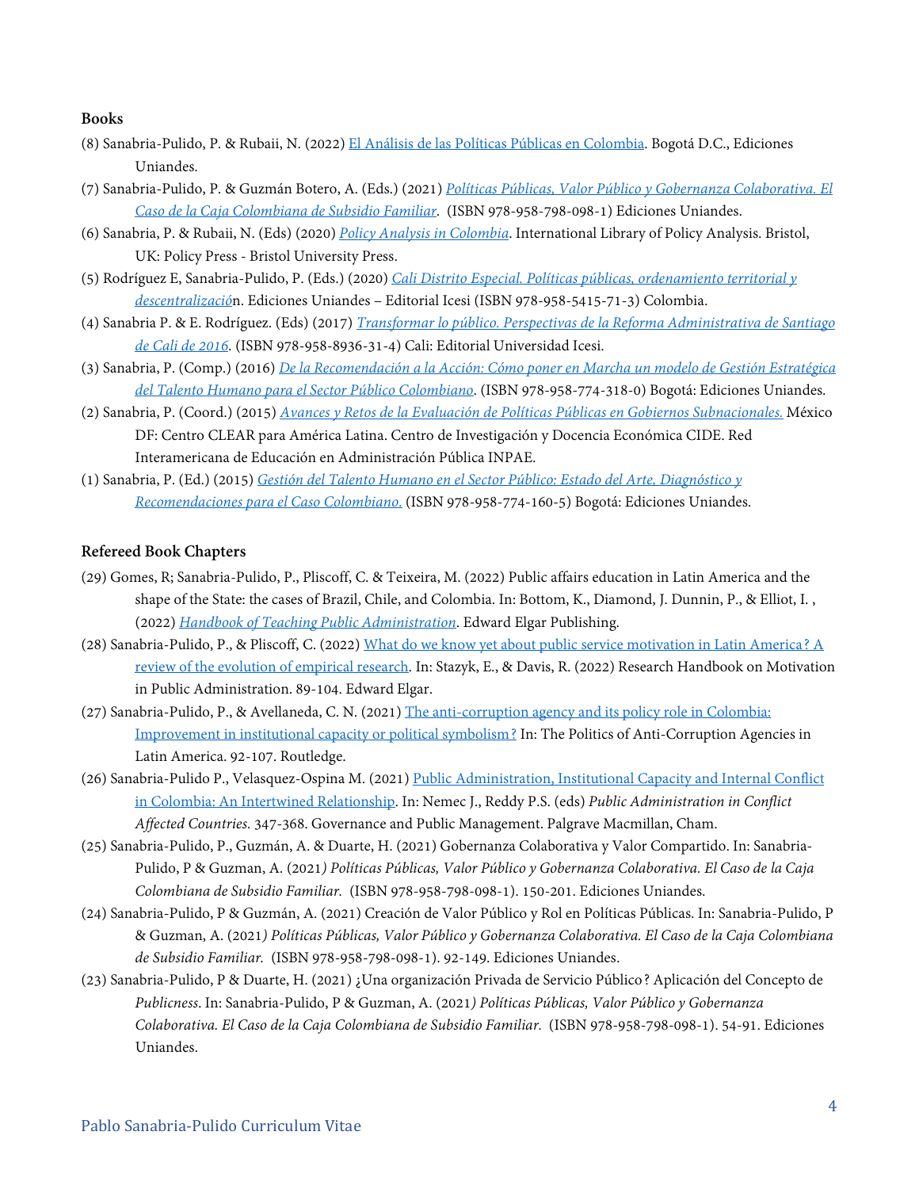**Books**

(8) Sanabria-Pulido, P. & Rubaii, N. (2022) El Análisis de las Políticas Públicas en Colombia. Bogotá D.C., Ediciones Uniandes.

(7) Sanabria-Pulido, P. & Guzmán Botero, A. (Eds.) (2021) *Políticas Públicas, Valor Público y Gobernanza Colaborativa. El Caso de la Caja Colombiana de Subsidio Familiar*. (ISBN 978-958-798-098-1) Ediciones Uniandes.

(6) Sanabria, P. & Rubaii, N. (Eds) (2020) *Policy Analysis in Colombia*. International Library of Policy Analysis. Bristol, UK: Policy Press - Bristol University Press.

(5) Rodríguez E, Sanabria-Pulido, P. (Eds.) (2020) *Cali Distrito Especial. Políticas públicas, ordenamiento territorial y descentralizació*n. Ediciones Uniandes – Editorial Icesi (ISBN 978-958-5415-71-3) Colombia.

(4) Sanabria P. & E. Rodríguez. (Eds) (2017) *Transformar lo público. Perspectivas de la Reforma Administrativa de Santiago de Cali de 2016*. (ISBN 978-958-8936-31-4) Cali: Editorial Universidad Icesi.

(3) Sanabria, P. (Comp.) (2016) *De la Recomendación a la Acción: Cómo poner en Marcha un modelo de Gestión Estratégica del Talento Humano para el Sector Público Colombiano*. (ISBN 978-958-774-318-0) Bogotá: Ediciones Uniandes.

(2) Sanabria, P. (Coord.) (2015) *Avances y Retos de la Evaluación de Políticas Públicas en Gobiernos Subnacionales.* México DF: Centro CLEAR para América Latina. Centro de Investigación y Docencia Económica CIDE. Red Interamericana de Educación en Administración Pública INPAE.

(1) Sanabria, P. (Ed.) (2015) *Gestión del Talento Humano en el Sector Público: Estado del Arte, Diagnóstico y Recomendaciones para el Caso Colombiano.* (ISBN 978-958-774-160-5) Bogotá: Ediciones Uniandes.

**Refereed Book Chapters**

(29) Gomes, R; Sanabria-Pulido, P., Pliscoff, C. & Teixeira, M. (2022) Public affairs education in Latin America and the shape of the State: the cases of Brazil, Chile, and Colombia. In: Bottom, K., Diamond, J. Dunnin, P., & Elliot, I. , (2022) *Handbook of Teaching Public Administration*. Edward Elgar Publishing.

(28) Sanabria-Pulido, P., & Pliscoff, C. (2022) What do we know yet about public service motivation in Latin America? A review of the evolution of empirical research. In: Stazyk, E., & Davis, R. (2022) Research Handbook on Motivation in Public Administration. 89-104. Edward Elgar.

(27) Sanabria-Pulido, P., & Avellaneda, C. N. (2021) The anti-corruption agency and its policy role in Colombia: Improvement in institutional capacity or political symbolism? In: The Politics of Anti-Corruption Agencies in Latin America. 92-107. Routledge.

(26) Sanabria-Pulido P., Velasquez-Ospina M. (2021) Public Administration, Institutional Capacity and Internal Conflict in Colombia: An Intertwined Relationship. In: Nemec J., Reddy P.S. (eds) *Public Administration in Conflict Affected Countries.* 347-368. Governance and Public Management. Palgrave Macmillan, Cham.

(25) Sanabria-Pulido, P., Guzmán, A. & Duarte, H. (2021) Gobernanza Colaborativa y Valor Compartido. In: Sanabria-Pulido, P & Guzman, A. (2021*) Políticas Públicas, Valor Público y Gobernanza Colaborativa. El Caso de la Caja Colombiana de Subsidio Familiar.* (ISBN 978-958-798-098-1). 150-201. Ediciones Uniandes.

(24) Sanabria-Pulido, P & Guzmán, A. (2021) Creación de Valor Público y Rol en Políticas Públicas. In: Sanabria-Pulido, P & Guzman, A. (2021*) Políticas Públicas, Valor Público y Gobernanza Colaborativa. El Caso de la Caja Colombiana de Subsidio Familiar.* (ISBN 978-958-798-098-1). 92-149. Ediciones Uniandes.

(23) Sanabria-Pulido, P & Duarte, H. (2021) ¿Una organización Privada de Servicio Público? Aplicación del Concepto de *Publicness*. In: Sanabria-Pulido, P & Guzman, A. (2021*) Políticas Públicas, Valor Público y Gobernanza Colaborativa. El Caso de la Caja Colombiana de Subsidio Familiar.* (ISBN 978-958-798-098-1). 54-91. Ediciones Uniandes.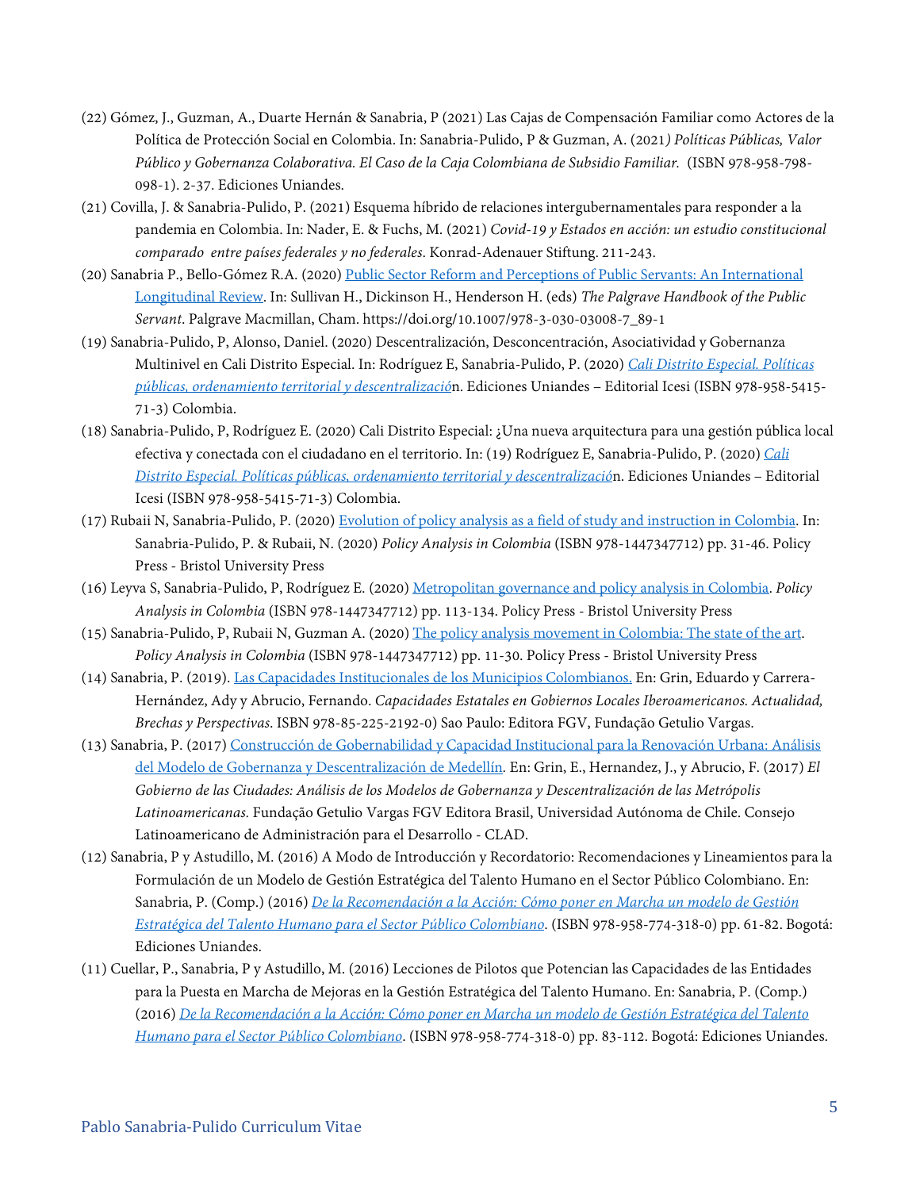(22) Gómez, J., Guzman, A., Duarte Hernán & Sanabria, P (2021) Las Cajas de Compensación Familiar como Actores de la Política de Protección Social en Colombia. In: Sanabria-Pulido, P & Guzman, A. (2021*) Políticas Públicas, Valor Público y Gobernanza Colaborativa. El Caso de la Caja Colombiana de Subsidio Familiar.* (ISBN 978-958-798-098-1). 2-37. Ediciones Uniandes.

(21) Covilla, J. & Sanabria-Pulido, P. (2021) Esquema híbrido de relaciones intergubernamentales para responder a la pandemia en Colombia. In: Nader, E. & Fuchs, M. (2021) *Covid-19 y Estados en acción: un estudio constitucional comparado entre países federales y no federales*. Konrad-Adenauer Stiftung. 211-243.

(20) Sanabria P., Bello-Gómez R.A. (2020) Public Sector Reform and Perceptions of Public Servants: An International Longitudinal Review. In: Sullivan H., Dickinson H., Henderson H. (eds) *The Palgrave Handbook of the Public Servant*. Palgrave Macmillan, Cham. https://doi.org/10.1007/978-3-030-03008-7_89-1

(19) Sanabria-Pulido, P, Alonso, Daniel. (2020) Descentralización, Desconcentración, Asociatividad y Gobernanza Multinivel en Cali Distrito Especial. In: Rodríguez E, Sanabria-Pulido, P. (2020) *Cali Distrito Especial. Políticas públicas, ordenamiento territorial y descentralizació*n. Ediciones Uniandes – Editorial Icesi (ISBN 978-958-5415-71-3) Colombia.

(18) Sanabria-Pulido, P, Rodríguez E. (2020) Cali Distrito Especial: ¿Una nueva arquitectura para una gestión pública local efectiva y conectada con el ciudadano en el territorio. In: (19) Rodríguez E, Sanabria-Pulido, P. (2020) *Cali Distrito Especial. Políticas públicas, ordenamiento territorial y descentralizació*n. Ediciones Uniandes – Editorial Icesi (ISBN 978-958-5415-71-3) Colombia.

(17) Rubaii N, Sanabria-Pulido, P. (2020) Evolution of policy analysis as a field of study and instruction in Colombia. In: Sanabria-Pulido, P. & Rubaii, N. (2020) *Policy Analysis in Colombia* (ISBN 978-1447347712) pp. 31-46. Policy Press - Bristol University Press

(16) Leyva S, Sanabria-Pulido, P, Rodríguez E. (2020) Metropolitan governance and policy analysis in Colombia. *Policy Analysis in Colombia* (ISBN 978-1447347712) pp. 113-134. Policy Press - Bristol University Press

(15) Sanabria-Pulido, P, Rubaii N, Guzman A. (2020) The policy analysis movement in Colombia: The state of the art. *Policy Analysis in Colombia* (ISBN 978-1447347712) pp. 11-30. Policy Press - Bristol University Press

(14) Sanabria, P. (2019). Las Capacidades Institucionales de los Municipios Colombianos. En: Grin, Eduardo y Carrera-Hernández, Ady y Abrucio, Fernando. *Capacidades Estatales en Gobiernos Locales Iberoamericanos. Actualidad, Brechas y Perspectivas*. ISBN 978-85-225-2192-0) Sao Paulo: Editora FGV, Fundação Getulio Vargas.

(13) Sanabria, P. (2017) Construcción de Gobernabilidad y Capacidad Institucional para la Renovación Urbana: Análisis del Modelo de Gobernanza y Descentralización de Medellín. En: Grin, E., Hernandez, J., y Abrucio, F. (2017) *El Gobierno de las Ciudades: Análisis de los Modelos de Gobernanza y Descentralización de las Metrópolis Latinoamericanas.* Fundação Getulio Vargas FGV Editora Brasil, Universidad Autónoma de Chile. Consejo Latinoamericano de Administración para el Desarrollo - CLAD.

(12) Sanabria, P y Astudillo, M. (2016) A Modo de Introducción y Recordatorio: Recomendaciones y Lineamientos para la Formulación de un Modelo de Gestión Estratégica del Talento Humano en el Sector Público Colombiano. En: Sanabria, P. (Comp.) (2016) *De la Recomendación a la Acción: Cómo poner en Marcha un modelo de Gestión Estratégica del Talento Humano para el Sector Público Colombiano*. (ISBN 978-958-774-318-0) pp. 61-82. Bogotá: Ediciones Uniandes.

(11) Cuellar, P., Sanabria, P y Astudillo, M. (2016) Lecciones de Pilotos que Potencian las Capacidades de las Entidades para la Puesta en Marcha de Mejoras en la Gestión Estratégica del Talento Humano. En: Sanabria, P. (Comp.) (2016) *De la Recomendación a la Acción: Cómo poner en Marcha un modelo de Gestión Estratégica del Talento Humano para el Sector Público Colombiano*. (ISBN 978-958-774-318-0) pp. 83-112. Bogotá: Ediciones Uniandes.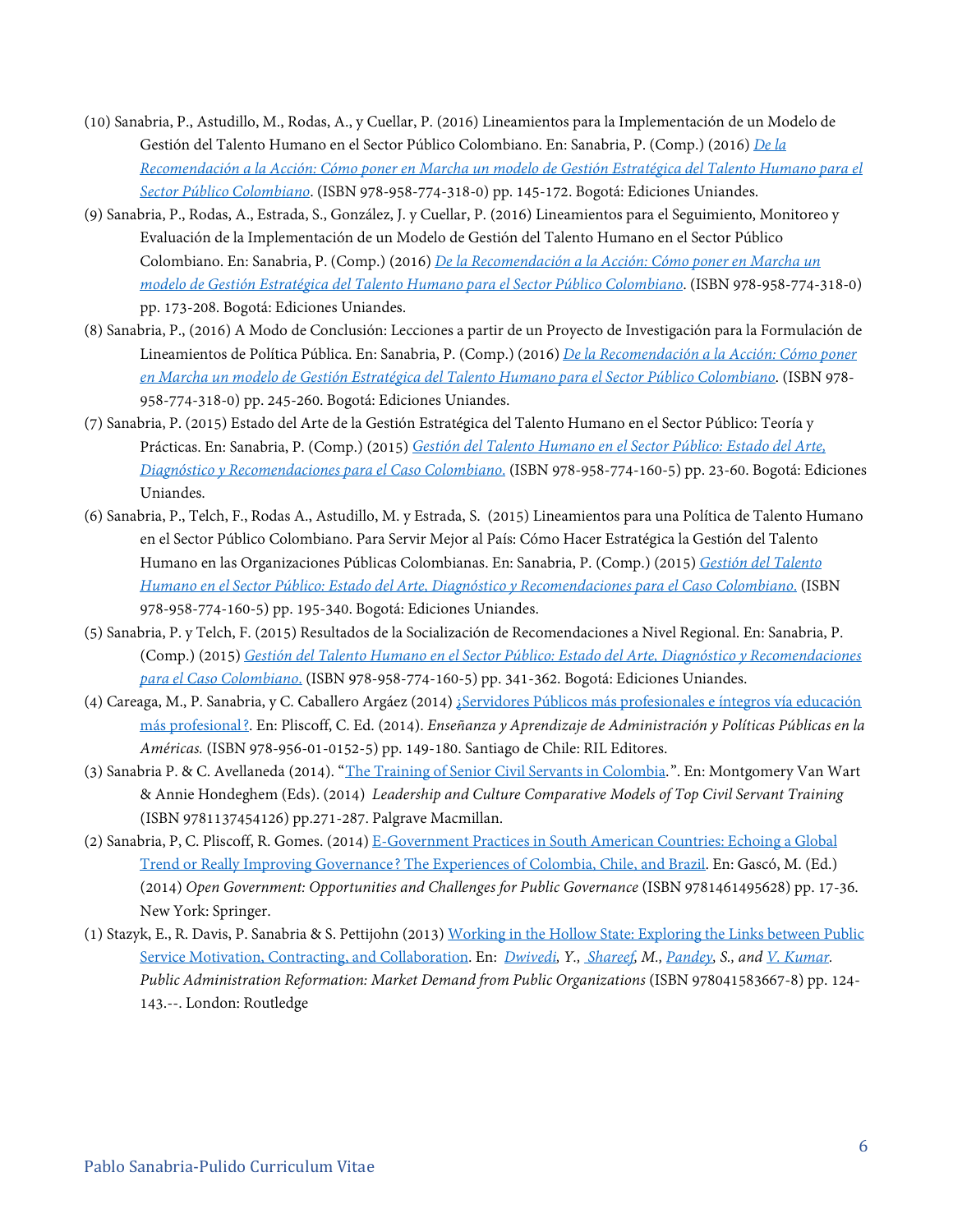(10) Sanabria, P., Astudillo, M., Rodas, A., y Cuellar, P. (2016) Lineamientos para la Implementación de un Modelo de Gestión del Talento Humano en el Sector Público Colombiano. En: Sanabria, P. (Comp.) (2016) *De la Recomendación a la Acción: Cómo poner en Marcha un modelo de Gestión Estratégica del Talento Humano para el Sector Público Colombiano*. (ISBN 978-958-774-318-0) pp. 145-172. Bogotá: Ediciones Uniandes.

(9) Sanabria, P., Rodas, A., Estrada, S., González, J. y Cuellar, P. (2016) Lineamientos para el Seguimiento, Monitoreo y Evaluación de la Implementación de un Modelo de Gestión del Talento Humano en el Sector Público Colombiano. En: Sanabria, P. (Comp.) (2016) *De la Recomendación a la Acción: Cómo poner en Marcha un modelo de Gestión Estratégica del Talento Humano para el Sector Público Colombiano*. (ISBN 978-958-774-318-0) pp. 173-208. Bogotá: Ediciones Uniandes.

(8) Sanabria, P., (2016) A Modo de Conclusión: Lecciones a partir de un Proyecto de Investigación para la Formulación de Lineamientos de Política Pública. En: Sanabria, P. (Comp.) (2016) *De la Recomendación a la Acción: Cómo poner en Marcha un modelo de Gestión Estratégica del Talento Humano para el Sector Público Colombiano*. (ISBN 978-958-774-318-0) pp. 245-260. Bogotá: Ediciones Uniandes.

(7) Sanabria, P. (2015) Estado del Arte de la Gestión Estratégica del Talento Humano en el Sector Público: Teoría y Prácticas. En: Sanabria, P. (Comp.) (2015) *Gestión del Talento Humano en el Sector Público: Estado del Arte, Diagnóstico y Recomendaciones para el Caso Colombiano.* (ISBN 978-958-774-160-5) pp. 23-60. Bogotá: Ediciones Uniandes.

(6) Sanabria, P., Telch, F., Rodas A., Astudillo, M. y Estrada, S. (2015) Lineamientos para una Política de Talento Humano en el Sector Público Colombiano. Para Servir Mejor al País: Cómo Hacer Estratégica la Gestión del Talento Humano en las Organizaciones Públicas Colombianas. En: Sanabria, P. (Comp.) (2015) *Gestión del Talento Humano en el Sector Público: Estado del Arte, Diagnóstico y Recomendaciones para el Caso Colombiano.* (ISBN 978-958-774-160-5) pp. 195-340. Bogotá: Ediciones Uniandes.

(5) Sanabria, P. y Telch, F. (2015) Resultados de la Socialización de Recomendaciones a Nivel Regional. En: Sanabria, P. (Comp.) (2015) *Gestión del Talento Humano en el Sector Público: Estado del Arte, Diagnóstico y Recomendaciones para el Caso Colombiano.* (ISBN 978-958-774-160-5) pp. 341-362. Bogotá: Ediciones Uniandes.

(4) Careaga, M., P. Sanabria, y C. Caballero Argáez (2014) ¿Servidores Públicos más profesionales e íntegros vía educación más profesional?. En: Pliscoff, C. Ed. (2014). *Enseñanza y Aprendizaje de Administración y Políticas Públicas en la Américas.* (ISBN 978-956-01-0152-5) pp. 149-180. Santiago de Chile: RIL Editores.

(3) Sanabria P. & C. Avellaneda (2014). "The Training of Senior Civil Servants in Colombia.". En: Montgomery Van Wart & Annie Hondeghem (Eds). (2014) *Leadership and Culture Comparative Models of Top Civil Servant Training* (ISBN 9781137454126) pp.271-287. Palgrave Macmillan.

(2) Sanabria, P, C. Pliscoff, R. Gomes. (2014) E-Government Practices in South American Countries: Echoing a Global Trend or Really Improving Governance? The Experiences of Colombia, Chile, and Brazil. En: Gascó, M. (Ed.) (2014) *Open Government: Opportunities and Challenges for Public Governance* (ISBN 9781461495628) pp. 17-36. New York: Springer.

(1) Stazyk, E., R. Davis, P. Sanabria & S. Pettijohn (2013) Working in the Hollow State: Exploring the Links between Public Service Motivation, Contracting, and Collaboration. En: *Dwivedi, Y., Shareef, M., Pandey, S., and V. Kumar. Public Administration Reformation: Market Demand from Public Organizations* (ISBN 978041583667-8) pp. 124-143.--. London: Routledge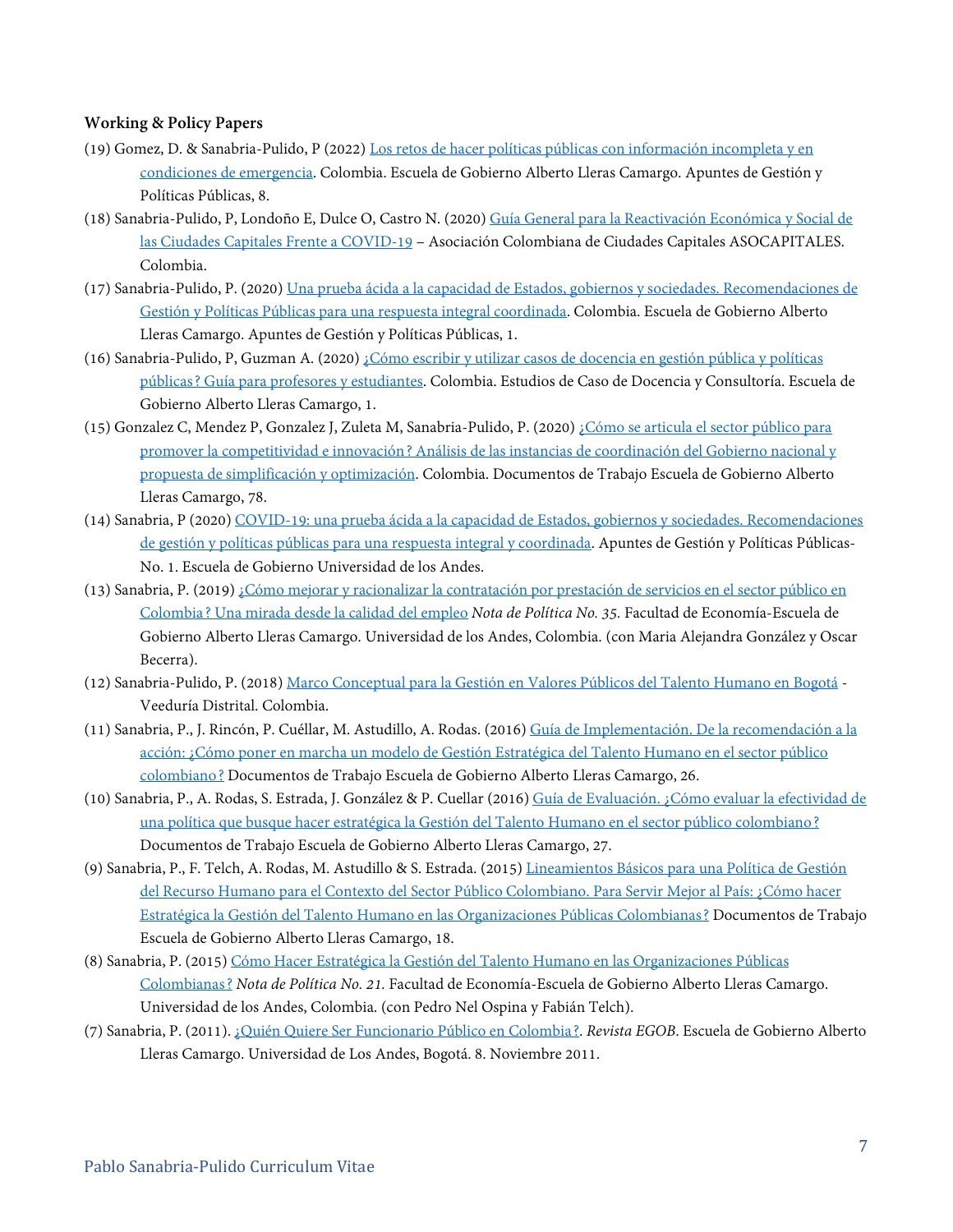**Working & Policy Papers**

(19) Gomez, D. & Sanabria-Pulido, P (2022) Los retos de hacer políticas públicas con información incompleta y en condiciones de emergencia. Colombia. Escuela de Gobierno Alberto Lleras Camargo. Apuntes de Gestión y Políticas Públicas, 8.

(18) Sanabria-Pulido, P, Londoño E, Dulce O, Castro N. (2020) Guía General para la Reactivación Económica y Social de las Ciudades Capitales Frente a COVID-19 – Asociación Colombiana de Ciudades Capitales ASOCAPITALES. Colombia.

(17) Sanabria-Pulido, P. (2020) Una prueba ácida a la capacidad de Estados, gobiernos y sociedades. Recomendaciones de Gestión y Políticas Públicas para una respuesta integral coordinada. Colombia. Escuela de Gobierno Alberto Lleras Camargo. Apuntes de Gestión y Políticas Públicas, 1.

(16) Sanabria-Pulido, P, Guzman A. (2020) ¿Cómo escribir y utilizar casos de docencia en gestión pública y políticas públicas? Guía para profesores y estudiantes. Colombia. Estudios de Caso de Docencia y Consultoría. Escuela de Gobierno Alberto Lleras Camargo, 1.

(15) Gonzalez C, Mendez P, Gonzalez J, Zuleta M, Sanabria-Pulido, P. (2020) ¿Cómo se articula el sector público para promover la competitividad e innovación? Análisis de las instancias de coordinación del Gobierno nacional y propuesta de simplificación y optimización. Colombia. Documentos de Trabajo Escuela de Gobierno Alberto Lleras Camargo, 78.

(14) Sanabria, P (2020) COVID-19: una prueba ácida a la capacidad de Estados, gobiernos y sociedades. Recomendaciones de gestión y políticas públicas para una respuesta integral y coordinada. Apuntes de Gestión y Políticas Públicas-No. 1. Escuela de Gobierno Universidad de los Andes.

(13) Sanabria, P. (2019) ¿Cómo mejorar y racionalizar la contratación por prestación de servicios en el sector público en Colombia? Una mirada desde la calidad del empleo *Nota de Política No. 35.* Facultad de Economía-Escuela de Gobierno Alberto Lleras Camargo. Universidad de los Andes, Colombia. (con Maria Alejandra González y Oscar Becerra).

(12) Sanabria-Pulido, P. (2018) Marco Conceptual para la Gestión en Valores Públicos del Talento Humano en Bogotá - Veeduría Distrital. Colombia.

(11) Sanabria, P., J. Rincón, P. Cuéllar, M. Astudillo, A. Rodas. (2016) Guía de Implementación. De la recomendación a la acción: ¿Cómo poner en marcha un modelo de Gestión Estratégica del Talento Humano en el sector público colombiano? Documentos de Trabajo Escuela de Gobierno Alberto Lleras Camargo, 26.

(10) Sanabria, P., A. Rodas, S. Estrada, J. González & P. Cuellar (2016) Guía de Evaluación. ¿Cómo evaluar la efectividad de una política que busque hacer estratégica la Gestión del Talento Humano en el sector público colombiano? Documentos de Trabajo Escuela de Gobierno Alberto Lleras Camargo, 27.

(9) Sanabria, P., F. Telch, A. Rodas, M. Astudillo & S. Estrada. (2015) Lineamientos Básicos para una Política de Gestión del Recurso Humano para el Contexto del Sector Público Colombiano. Para Servir Mejor al País: ¿Cómo hacer Estratégica la Gestión del Talento Humano en las Organizaciones Públicas Colombianas? Documentos de Trabajo Escuela de Gobierno Alberto Lleras Camargo, 18.

(8) Sanabria, P. (2015) Cómo Hacer Estratégica la Gestión del Talento Humano en las Organizaciones Públicas Colombianas? *Nota de Política No. 21.* Facultad de Economía-Escuela de Gobierno Alberto Lleras Camargo. Universidad de los Andes, Colombia. (con Pedro Nel Ospina y Fabián Telch).

(7) Sanabria, P. (2011). ¿Quién Quiere Ser Funcionario Público en Colombia?. *Revista EGOB*. Escuela de Gobierno Alberto Lleras Camargo. Universidad de Los Andes, Bogotá. 8. Noviembre 2011.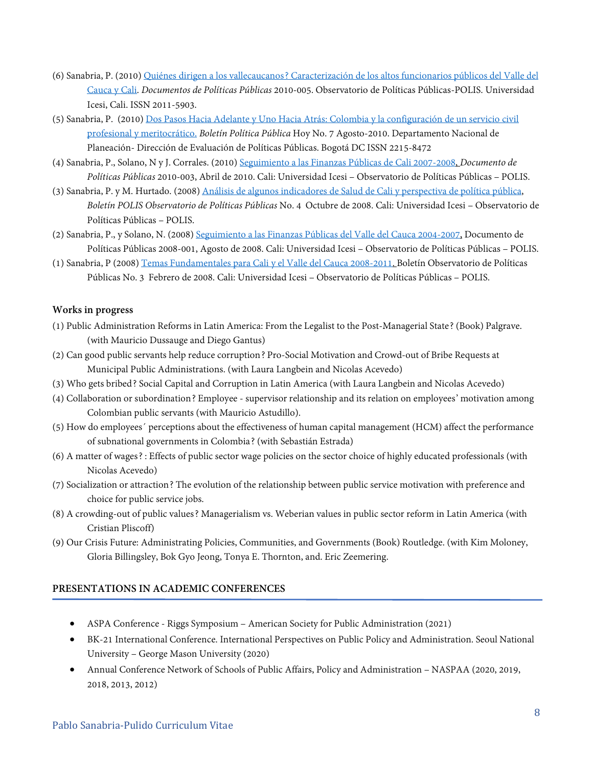(6) Sanabria, P. (2010) [Quiénes dirigen a los vallecaucanos? Caracterización de los altos funcionarios públicos del Valle del Cauca y Cali]. *Documentos de Políticas Públicas* 2010-005. Observatorio de Políticas Públicas-POLIS. Universidad Icesi, Cali. ISSN 2011-5903.

(5) Sanabria, P. (2010) [Dos Pasos Hacia Adelante y Uno Hacia Atrás: Colombia y la configuración de un servicio civil profesional y meritocrático.] *Boletín Política Pública* Hoy No. 7 Agosto-2010. Departamento Nacional de Planeación- Dirección de Evaluación de Políticas Públicas. Bogotá DC ISSN 2215-8472

(4) Sanabria, P., Solano, N y J. Corrales. (2010) [Seguimiento a las Finanzas Públicas de Cali 2007-2008], *Documento de Políticas Públicas* 2010-003, Abril de 2010. Cali: Universidad Icesi – Observatorio de Políticas Públicas – POLIS.

(3) Sanabria, P. y M. Hurtado. (2008) [Análisis de algunos indicadores de Salud de Cali y perspectiva de política pública], *Boletín POLIS Observatorio de Políticas Públicas* No. 4 Octubre de 2008. Cali: Universidad Icesi – Observatorio de Políticas Públicas – POLIS.

(2) Sanabria, P., y Solano, N. (2008) [Seguimiento a las Finanzas Públicas del Valle del Cauca 2004-2007], Documento de Políticas Públicas 2008-001, Agosto de 2008. Cali: Universidad Icesi – Observatorio de Políticas Públicas – POLIS.

(1) Sanabria, P (2008) [Temas Fundamentales para Cali y el Valle del Cauca 2008-2011.] Boletín Observatorio de Políticas Públicas No. 3 Febrero de 2008. Cali: Universidad Icesi – Observatorio de Políticas Públicas – POLIS.

### Works in progress

(1) Public Administration Reforms in Latin America: From the Legalist to the Post-Managerial State? (Book) Palgrave. (with Mauricio Dussauge and Diego Gantus)

(2) Can good public servants help reduce corruption? Pro-Social Motivation and Crowd-out of Bribe Requests at Municipal Public Administrations. (with Laura Langbein and Nicolas Acevedo)

(3) Who gets bribed? Social Capital and Corruption in Latin America (with Laura Langbein and Nicolas Acevedo)

(4) Collaboration or subordination? Employee - supervisor relationship and its relation on employees' motivation among Colombian public servants (with Mauricio Astudillo).

(5) How do employees´ perceptions about the effectiveness of human capital management (HCM) affect the performance of subnational governments in Colombia? (with Sebastián Estrada)

(6) A matter of wages? : Effects of public sector wage policies on the sector choice of highly educated professionals (with Nicolas Acevedo)

(7) Socialization or attraction? The evolution of the relationship between public service motivation with preference and choice for public service jobs.

(8) A crowding-out of public values? Managerialism vs. Weberian values in public sector reform in Latin America (with Cristian Pliscoff)

(9) Our Crisis Future: Administrating Policies, Communities, and Governments (Book) Routledge. (with Kim Moloney, Gloria Billingsley, Bok Gyo Jeong, Tonya E. Thornton, and. Eric Zeemering.

## PRESENTATIONS IN ACADEMIC CONFERENCES

- ASPA Conference - Riggs Symposium – American Society for Public Administration (2021)
- BK-21 International Conference. International Perspectives on Public Policy and Administration. Seoul National University – George Mason University (2020)
- Annual Conference Network of Schools of Public Affairs, Policy and Administration – NASPAA (2020, 2019, 2018, 2013, 2012)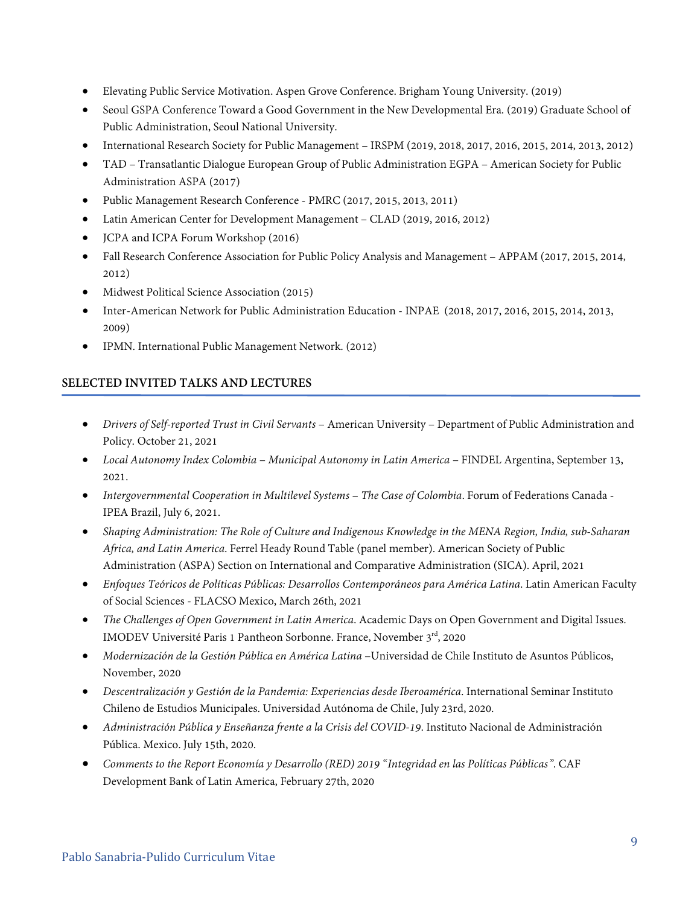- Elevating Public Service Motivation. Aspen Grove Conference. Brigham Young University. (2019)
- Seoul GSPA Conference Toward a Good Government in the New Developmental Era. (2019) Graduate School of Public Administration, Seoul National University.
- International Research Society for Public Management – IRSPM (2019, 2018, 2017, 2016, 2015, 2014, 2013, 2012)
- TAD – Transatlantic Dialogue European Group of Public Administration EGPA – American Society for Public Administration ASPA (2017)
- Public Management Research Conference - PMRC (2017, 2015, 2013, 2011)
- Latin American Center for Development Management – CLAD (2019, 2016, 2012)
- JCPA and ICPA Forum Workshop (2016)
- Fall Research Conference Association for Public Policy Analysis and Management – APPAM (2017, 2015, 2014, 2012)
- Midwest Political Science Association (2015)
- Inter-American Network for Public Administration Education - INPAE (2018, 2017, 2016, 2015, 2014, 2013, 2009)
- IPMN. International Public Management Network. (2012)

## SELECTED INVITED TALKS AND LECTURES

- *Drivers of Self-reported Trust in Civil Servants* – American University – Department of Public Administration and Policy. October 21, 2021
- *Local Autonomy Index Colombia – Municipal Autonomy in Latin America* – FINDEL Argentina, September 13, 2021.
- *Intergovernmental Cooperation in Multilevel Systems – The Case of Colombia*. Forum of Federations Canada - IPEA Brazil, July 6, 2021.
- *Shaping Administration: The Role of Culture and Indigenous Knowledge in the MENA Region, India, sub-Saharan Africa, and Latin America*. Ferrel Heady Round Table (panel member). American Society of Public Administration (ASPA) Section on International and Comparative Administration (SICA). April, 2021
- *Enfoques Teóricos de Políticas Públicas: Desarrollos Contemporáneos para América Latina*. Latin American Faculty of Social Sciences - FLACSO Mexico, March 26th, 2021
- *The Challenges of Open Government in Latin America*. Academic Days on Open Government and Digital Issues. IMODEV Université Paris 1 Pantheon Sorbonne. France, November 3rd, 2020
- *Modernización de la Gestión Pública en América Latina* –Universidad de Chile Instituto de Asuntos Públicos, November, 2020
- *Descentralización y Gestión de la Pandemia: Experiencias desde Iberoamérica*. International Seminar Instituto Chileno de Estudios Municipales. Universidad Autónoma de Chile, July 23rd, 2020.
- *Administración Pública y Enseñanza frente a la Crisis del COVID-19*. Instituto Nacional de Administración Pública. Mexico. July 15th, 2020.
- *Comments to the Report Economía y Desarrollo (RED) 2019 "Integridad en las Políticas Públicas"*. CAF Development Bank of Latin America, February 27th, 2020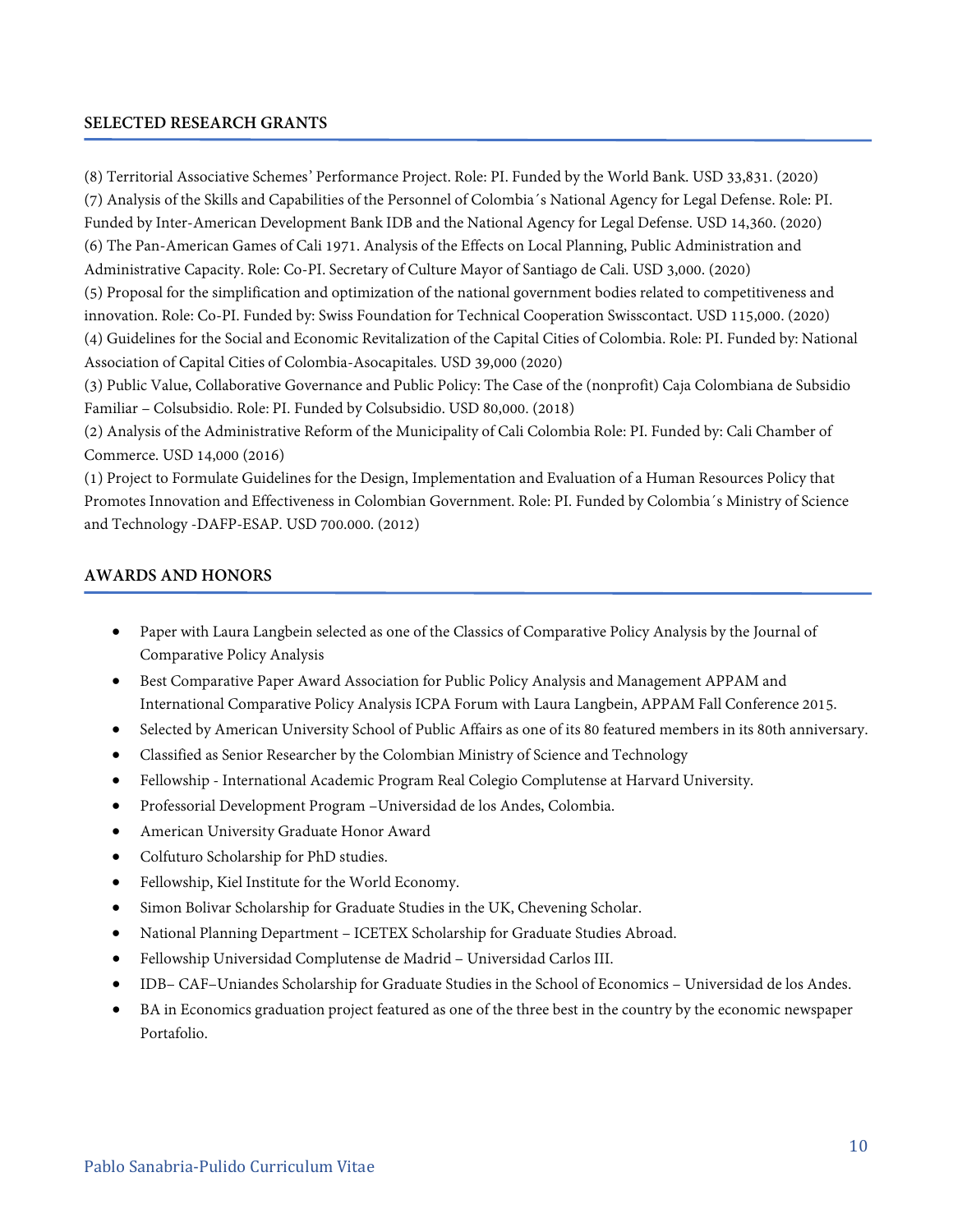## SELECTED RESEARCH GRANTS

(8) Territorial Associative Schemes' Performance Project. Role: PI. Funded by the World Bank. USD 33,831. (2020)
(7) Analysis of the Skills and Capabilities of the Personnel of Colombia´s National Agency for Legal Defense. Role: PI. Funded by Inter-American Development Bank IDB and the National Agency for Legal Defense. USD 14,360. (2020)
(6) The Pan-American Games of Cali 1971. Analysis of the Effects on Local Planning, Public Administration and Administrative Capacity. Role: Co-PI. Secretary of Culture Mayor of Santiago de Cali. USD 3,000. (2020)
(5) Proposal for the simplification and optimization of the national government bodies related to competitiveness and innovation. Role: Co-PI. Funded by: Swiss Foundation for Technical Cooperation Swisscontact. USD 115,000. (2020)
(4) Guidelines for the Social and Economic Revitalization of the Capital Cities of Colombia. Role: PI. Funded by: National Association of Capital Cities of Colombia-Asocapitales. USD 39,000 (2020)
(3) Public Value, Collaborative Governance and Public Policy: The Case of the (nonprofit) Caja Colombiana de Subsidio Familiar – Colsubsidio. Role: PI. Funded by Colsubsidio. USD 80,000. (2018)
(2) Analysis of the Administrative Reform of the Municipality of Cali Colombia Role: PI. Funded by: Cali Chamber of Commerce. USD 14,000 (2016)
(1) Project to Formulate Guidelines for the Design, Implementation and Evaluation of a Human Resources Policy that Promotes Innovation and Effectiveness in Colombian Government. Role: PI. Funded by Colombia´s Ministry of Science and Technology -DAFP-ESAP. USD 700.000. (2012)

## AWARDS AND HONORS

- Paper with Laura Langbein selected as one of the Classics of Comparative Policy Analysis by the Journal of Comparative Policy Analysis
- Best Comparative Paper Award Association for Public Policy Analysis and Management APPAM and International Comparative Policy Analysis ICPA Forum with Laura Langbein, APPAM Fall Conference 2015.
- Selected by American University School of Public Affairs as one of its 80 featured members in its 80th anniversary.
- Classified as Senior Researcher by the Colombian Ministry of Science and Technology
- Fellowship - International Academic Program Real Colegio Complutense at Harvard University.
- Professorial Development Program –Universidad de los Andes, Colombia.
- American University Graduate Honor Award
- Colfuturo Scholarship for PhD studies.
- Fellowship, Kiel Institute for the World Economy.
- Simon Bolivar Scholarship for Graduate Studies in the UK, Chevening Scholar.
- National Planning Department – ICETEX Scholarship for Graduate Studies Abroad.
- Fellowship Universidad Complutense de Madrid – Universidad Carlos III.
- IDB– CAF–Uniandes Scholarship for Graduate Studies in the School of Economics – Universidad de los Andes.
- BA in Economics graduation project featured as one of the three best in the country by the economic newspaper Portafolio.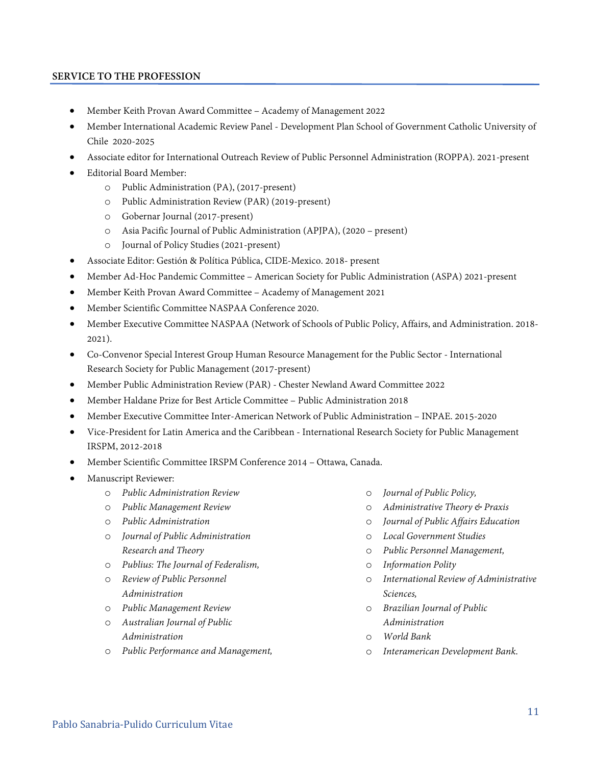## SERVICE TO THE PROFESSION

- Member Keith Provan Award Committee – Academy of Management 2022
- Member International Academic Review Panel - Development Plan School of Government Catholic University of Chile 2020-2025
- Associate editor for International Outreach Review of Public Personnel Administration (ROPPA). 2021-present
- Editorial Board Member:
    - Public Administration (PA), (2017-present)
    - Public Administration Review (PAR) (2019-present)
    - Gobernar Journal (2017-present)
    - Asia Pacific Journal of Public Administration (APJPA), (2020 – present)
    - Journal of Policy Studies (2021-present)
- Associate Editor: Gestión & Política Pública, CIDE-Mexico. 2018- present
- Member Ad-Hoc Pandemic Committee – American Society for Public Administration (ASPA) 2021-present
- Member Keith Provan Award Committee – Academy of Management 2021
- Member Scientific Committee NASPAA Conference 2020.
- Member Executive Committee NASPAA (Network of Schools of Public Policy, Affairs, and Administration. 2018-2021).
- Co-Convenor Special Interest Group Human Resource Management for the Public Sector - International Research Society for Public Management (2017-present)
- Member Public Administration Review (PAR) - Chester Newland Award Committee 2022
- Member Haldane Prize for Best Article Committee – Public Administration 2018
- Member Executive Committee Inter-American Network of Public Administration – INPAE. 2015-2020
- Vice-President for Latin America and the Caribbean - International Research Society for Public Management IRSPM, 2012-2018
- Member Scientific Committee IRSPM Conference 2014 – Ottawa, Canada.
- Manuscript Reviewer:
    - *Public Administration Review*
    - *Public Management Review*
    - *Public Administration*
    - *Journal of Public Administration Research and Theory*
    - *Publius: The Journal of Federalism,*
    - *Review of Public Personnel Administration*
    - *Public Management Review*
    - *Australian Journal of Public Administration*
    - *Public Performance and Management,*
    - *Journal of Public Policy,*
    - *Administrative Theory & Praxis*
    - *Journal of Public Affairs Education*
    - *Local Government Studies*
    - *Public Personnel Management,*
    - *Information Polity*
    - *International Review of Administrative Sciences,*
    - *Brazilian Journal of Public Administration*
    - *World Bank*
    - *Interamerican Development Bank.*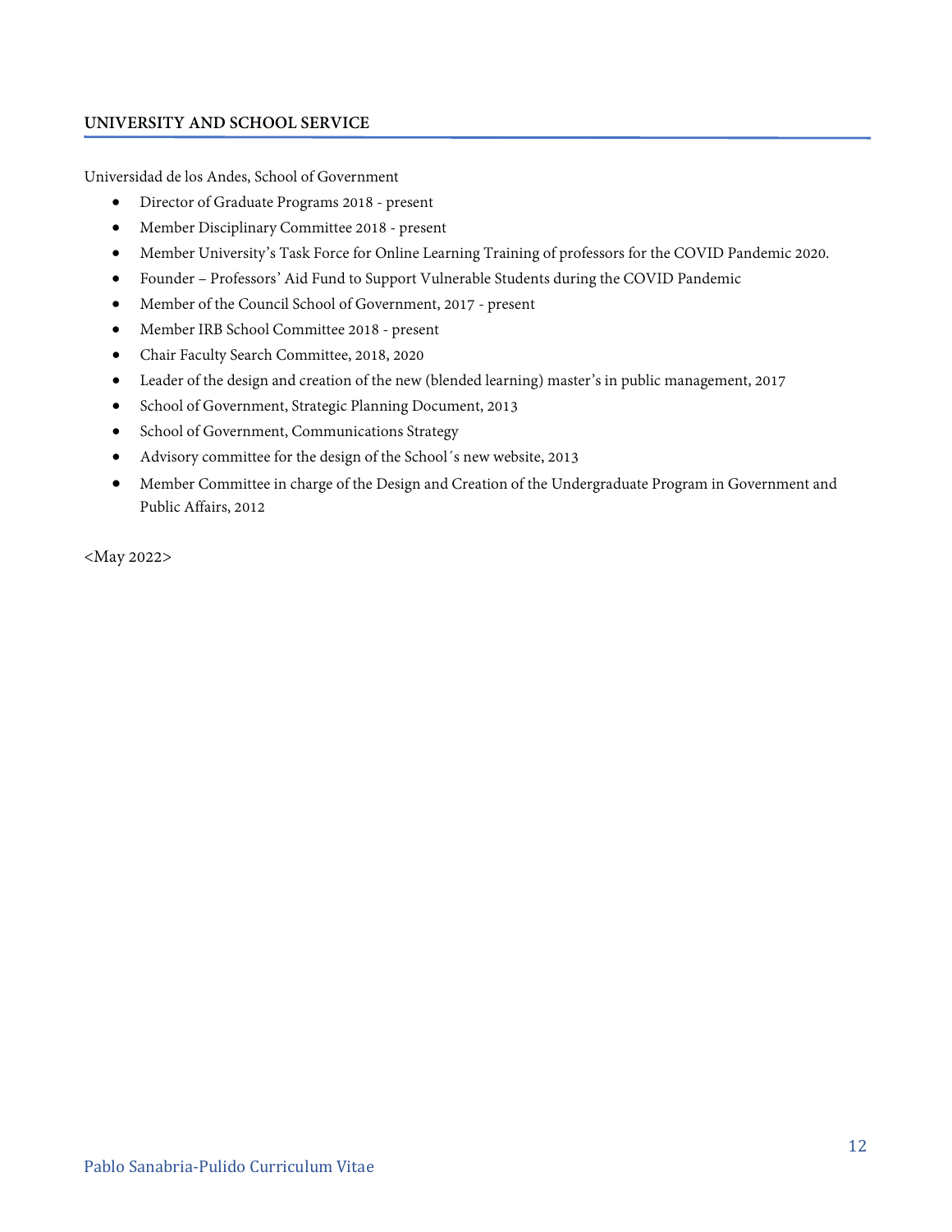## UNIVERSITY AND SCHOOL SERVICE

Universidad de los Andes, School of Government

- Director of Graduate Programs 2018 - present
- Member Disciplinary Committee 2018 - present
- Member University's Task Force for Online Learning Training of professors for the COVID Pandemic 2020.
- Founder – Professors' Aid Fund to Support Vulnerable Students during the COVID Pandemic
- Member of the Council School of Government, 2017 - present
- Member IRB School Committee 2018 - present
- Chair Faculty Search Committee, 2018, 2020
- Leader of the design and creation of the new (blended learning) master's in public management, 2017
- School of Government, Strategic Planning Document, 2013
- School of Government, Communications Strategy
- Advisory committee for the design of the School´s new website, 2013
- Member Committee in charge of the Design and Creation of the Undergraduate Program in Government and Public Affairs, 2012

<May 2022>